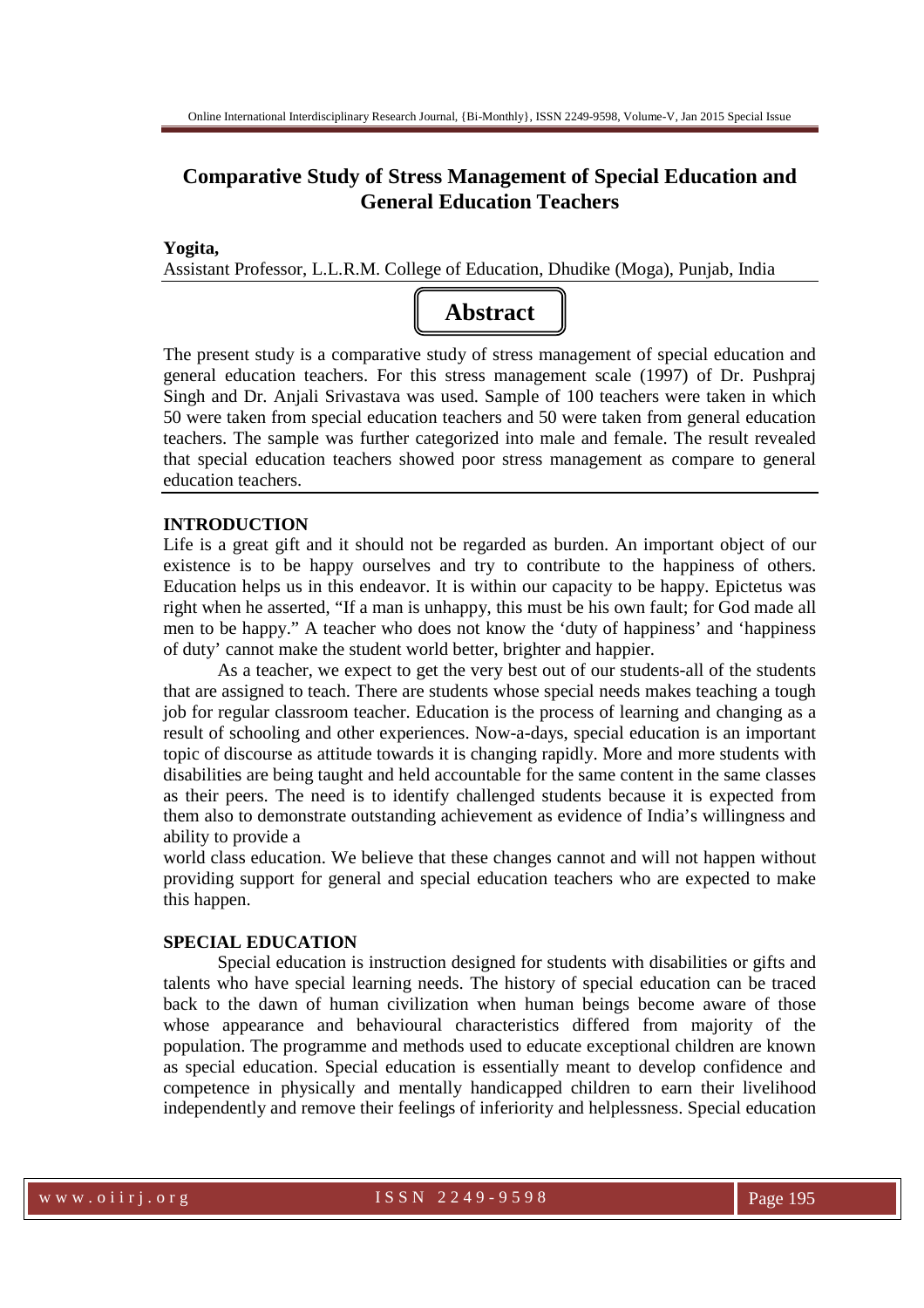# Comparative Study of Stress Management of Special Education and General Education Teachers

**Yogita,**
Assistant Professor, L.L.R.M. College of Education, Dhudike (Moga), Punjab, India

## Abstract

The present study is a comparative study of stress management of special education and general education teachers. For this stress management scale (1997) of Dr. Pushpraj Singh and Dr. Anjali Srivastava was used. Sample of 100 teachers were taken in which 50 were taken from special education teachers and 50 were taken from general education teachers. The sample was further categorized into male and female. The result revealed that special education teachers showed poor stress management as compare to general education teachers.

## INTRODUCTION

Life is a great gift and it should not be regarded as burden. An important object of our existence is to be happy ourselves and try to contribute to the happiness of others. Education helps us in this endeavor. It is within our capacity to be happy. Epictetus was right when he asserted, "If a man is unhappy, this must be his own fault; for God made all men to be happy." A teacher who does not know the 'duty of happiness' and 'happiness of duty' cannot make the student world better, brighter and happier.

As a teacher, we expect to get the very best out of our students-all of the students that are assigned to teach. There are students whose special needs makes teaching a tough job for regular classroom teacher. Education is the process of learning and changing as a result of schooling and other experiences. Now-a-days, special education is an important topic of discourse as attitude towards it is changing rapidly. More and more students with disabilities are being taught and held accountable for the same content in the same classes as their peers. The need is to identify challenged students because it is expected from them also to demonstrate outstanding achievement as evidence of India's willingness and ability to provide a world class education. We believe that these changes cannot and will not happen without providing support for general and special education teachers who are expected to make this happen.

## SPECIAL EDUCATION

Special education is instruction designed for students with disabilities or gifts and talents who have special learning needs. The history of special education can be traced back to the dawn of human civilization when human beings become aware of those whose appearance and behavioural characteristics differed from majority of the population. The programme and methods used to educate exceptional children are known as special education. Special education is essentially meant to develop confidence and competence in physically and mentally handicapped children to earn their livelihood independently and remove their feelings of inferiority and helplessness. Special education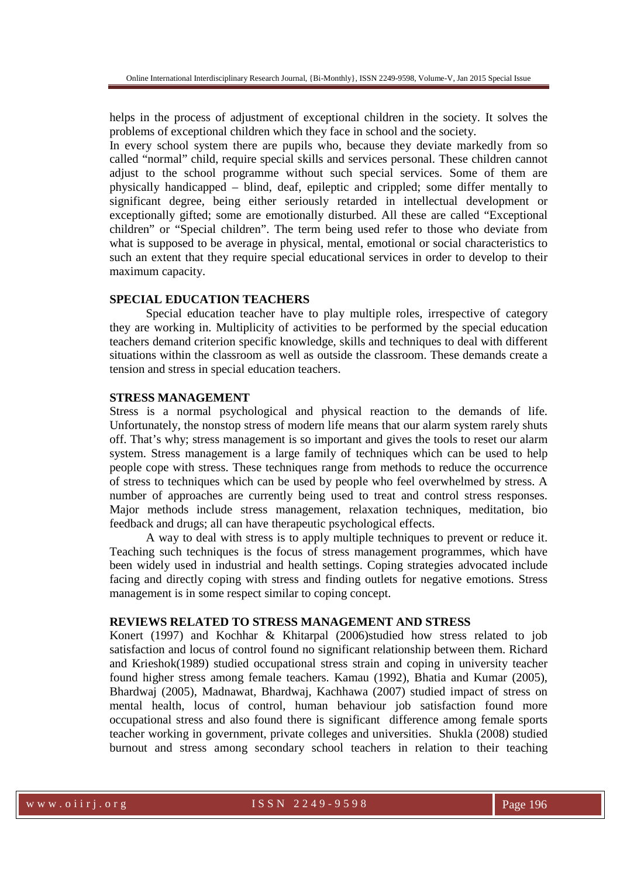helps in the process of adjustment of exceptional children in the society. It solves the problems of exceptional children which they face in school and the society.

In every school system there are pupils who, because they deviate markedly from so called "normal" child, require special skills and services personal. These children cannot adjust to the school programme without such special services. Some of them are physically handicapped – blind, deaf, epileptic and crippled; some differ mentally to significant degree, being either seriously retarded in intellectual development or exceptionally gifted; some are emotionally disturbed. All these are called "Exceptional children" or "Special children". The term being used refer to those who deviate from what is supposed to be average in physical, mental, emotional or social characteristics to such an extent that they require special educational services in order to develop to their maximum capacity.

## SPECIAL EDUCATION TEACHERS

Special education teacher have to play multiple roles, irrespective of category they are working in. Multiplicity of activities to be performed by the special education teachers demand criterion specific knowledge, skills and techniques to deal with different situations within the classroom as well as outside the classroom. These demands create a tension and stress in special education teachers.

## STRESS MANAGEMENT

Stress is a normal psychological and physical reaction to the demands of life. Unfortunately, the nonstop stress of modern life means that our alarm system rarely shuts off. That's why; stress management is so important and gives the tools to reset our alarm system. Stress management is a large family of techniques which can be used to help people cope with stress. These techniques range from methods to reduce the occurrence of stress to techniques which can be used by people who feel overwhelmed by stress. A number of approaches are currently being used to treat and control stress responses. Major methods include stress management, relaxation techniques, meditation, bio feedback and drugs; all can have therapeutic psychological effects.

A way to deal with stress is to apply multiple techniques to prevent or reduce it. Teaching such techniques is the focus of stress management programmes, which have been widely used in industrial and health settings. Coping strategies advocated include facing and directly coping with stress and finding outlets for negative emotions. Stress management is in some respect similar to coping concept.

## REVIEWS RELATED TO STRESS MANAGEMENT AND STRESS

Konert (1997) and Kochhar & Khitarpal (2006)studied how stress related to job satisfaction and locus of control found no significant relationship between them. Richard and Krieshok(1989) studied occupational stress strain and coping in university teacher found higher stress among female teachers. Kamau (1992), Bhatia and Kumar (2005), Bhardwaj (2005), Madnawat, Bhardwaj, Kachhawa (2007) studied impact of stress on mental health, locus of control, human behaviour job satisfaction found more occupational stress and also found there is significant difference among female sports teacher working in government, private colleges and universities. Shukla (2008) studied burnout and stress among secondary school teachers in relation to their teaching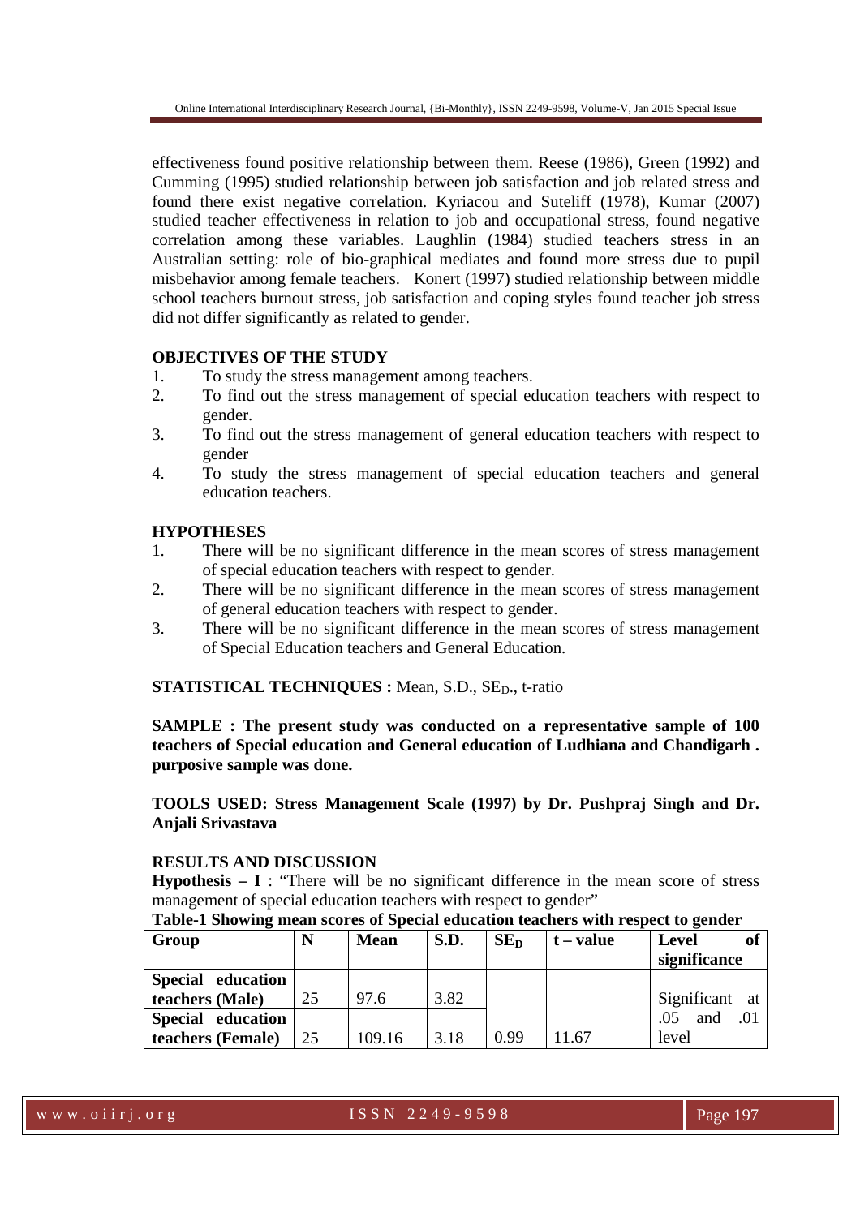effectiveness found positive relationship between them. Reese (1986), Green (1992) and Cumming (1995) studied relationship between job satisfaction and job related stress and found there exist negative correlation. Kyriacou and Suteliff (1978), Kumar (2007) studied teacher effectiveness in relation to job and occupational stress, found negative correlation among these variables. Laughlin (1984) studied teachers stress in an Australian setting: role of bio-graphical mediates and found more stress due to pupil misbehavior among female teachers. Konert (1997) studied relationship between middle school teachers burnout stress, job satisfaction and coping styles found teacher job stress did not differ significantly as related to gender.

**OBJECTIVES OF THE STUDY**

1. To study the stress management among teachers.
2. To find out the stress management of special education teachers with respect to gender.
3. To find out the stress management of general education teachers with respect to gender
4. To study the stress management of special education teachers and general education teachers.

**HYPOTHESES**

1. There will be no significant difference in the mean scores of stress management of special education teachers with respect to gender.
2. There will be no significant difference in the mean scores of stress management of general education teachers with respect to gender.
3. There will be no significant difference in the mean scores of stress management of Special Education teachers and General Education.

**STATISTICAL TECHNIQUES :** Mean, S.D., $SE_D$., t-ratio

**SAMPLE : The present study was conducted on a representative sample of 100 teachers of Special education and General education of Ludhiana and Chandigarh . purposive sample was done.**

**TOOLS USED: Stress Management Scale (1997) by Dr. Pushpraj Singh and Dr. Anjali Srivastava**

**RESULTS AND DISCUSSION**

**Hypothesis – I** : "There will be no significant difference in the mean score of stress management of special education teachers with respect to gender"

**Table-1 Showing mean scores of Special education teachers with respect to gender**

| Group | N | Mean | S.D. | $SE_D$ | t – value | Level of significance |
|---|---|---|---|---|---|---|
| Special education teachers (Male) | 25 | 97.6 | 3.82 | | | Significant at .05 and .01 level |
| Special education teachers (Female) | 25 | 109.16 | 3.18 | 0.99 | 11.67 | |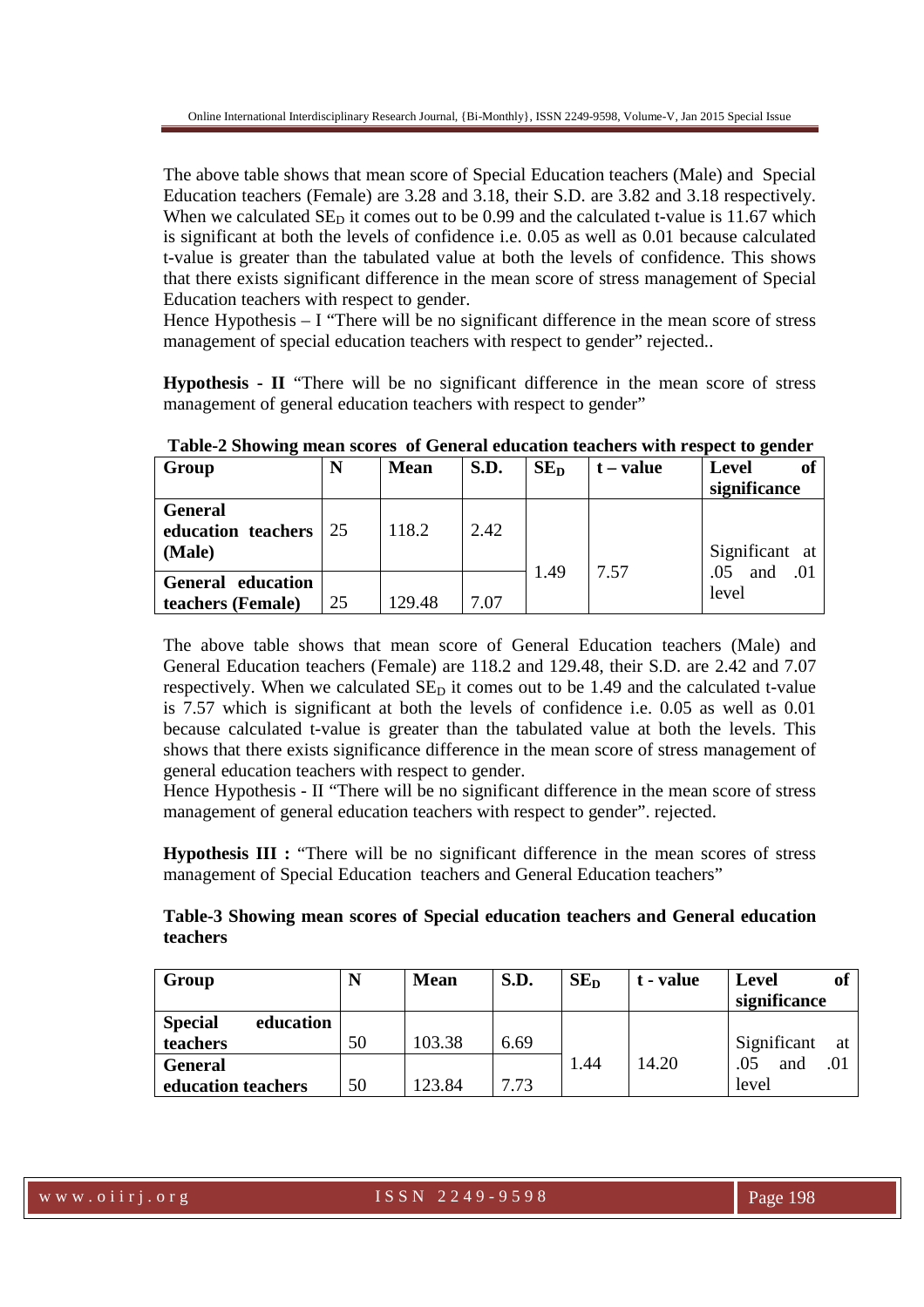The above table shows that mean score of Special Education teachers (Male) and Special Education teachers (Female) are 3.28 and 3.18, their S.D. are 3.82 and 3.18 respectively. When we calculated $SE_D$ it comes out to be 0.99 and the calculated t-value is 11.67 which is significant at both the levels of confidence i.e. 0.05 as well as 0.01 because calculated t-value is greater than the tabulated value at both the levels of confidence. This shows that there exists significant difference in the mean score of stress management of Special Education teachers with respect to gender.

Hence Hypothesis – I "There will be no significant difference in the mean score of stress management of special education teachers with respect to gender" rejected..

**Hypothesis - II** "There will be no significant difference in the mean score of stress management of general education teachers with respect to gender"

**Table-2 Showing mean scores of General education teachers with respect to gender**

| Group | N | Mean | S.D. | $SE_D$ | t – value | Level of significance |
|---|---|---|---|---|---|---|
| **General education teachers (Male)** | 25 | 118.2 | 2.42 | 1.49 | 7.57 | Significant at .05 and .01 level |
| **General education teachers (Female)** | 25 | 129.48 | 7.07 | | | |

The above table shows that mean score of General Education teachers (Male) and General Education teachers (Female) are 118.2 and 129.48, their S.D. are 2.42 and 7.07 respectively. When we calculated $SE_D$ it comes out to be 1.49 and the calculated t-value is 7.57 which is significant at both the levels of confidence i.e. 0.05 as well as 0.01 because calculated t-value is greater than the tabulated value at both the levels. This shows that there exists significance difference in the mean score of stress management of general education teachers with respect to gender.

Hence Hypothesis - II "There will be no significant difference in the mean score of stress management of general education teachers with respect to gender". rejected.

**Hypothesis III :** "There will be no significant difference in the mean scores of stress management of Special Education teachers and General Education teachers"

**Table-3 Showing mean scores of Special education teachers and General education teachers**

| Group | N | Mean | S.D. | $SE_D$ | t - value | Level of significance |
|---|---|---|---|---|---|---|
| **Special education teachers** | 50 | 103.38 | 6.69 | 1.44 | 14.20 | Significant at .05 and .01 level |
| **General education teachers** | 50 | 123.84 | 7.73 | | | |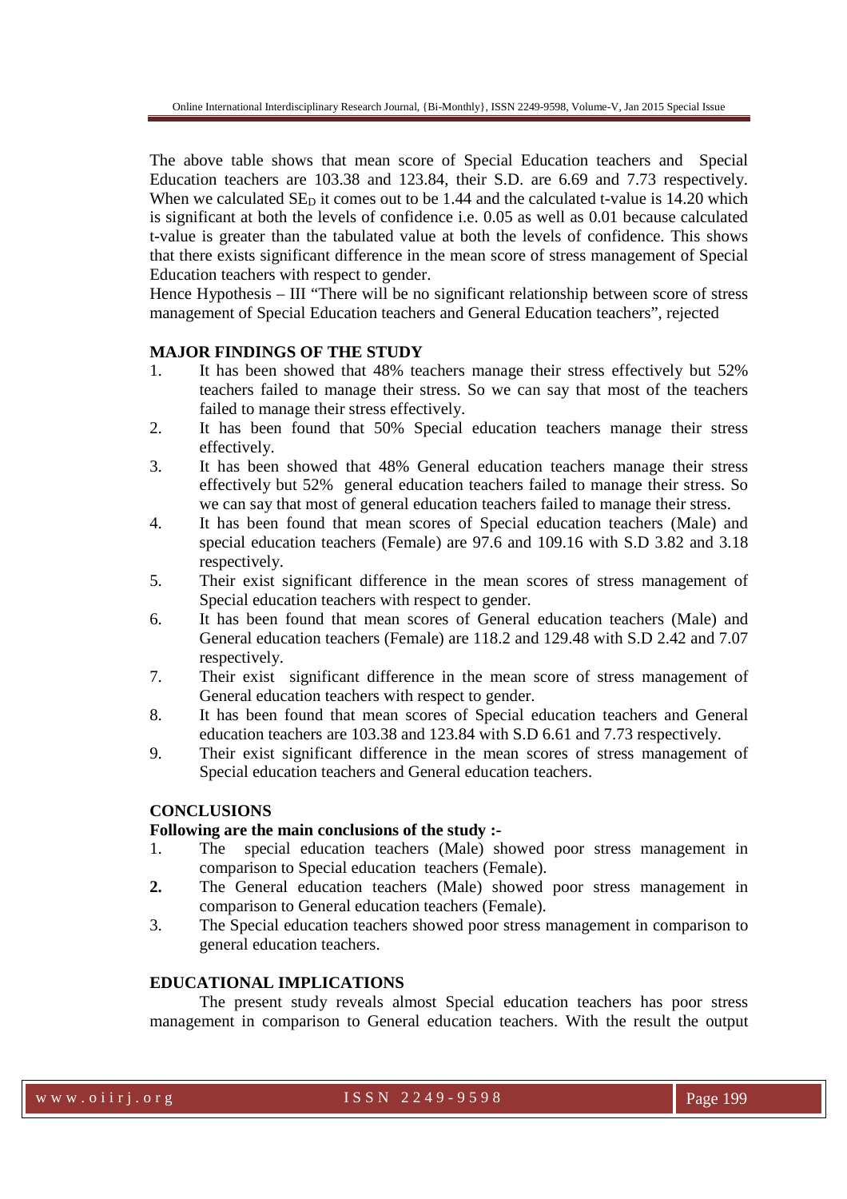The above table shows that mean score of Special Education teachers and Special Education teachers are 103.38 and 123.84, their S.D. are 6.69 and 7.73 respectively. When we calculated $SE_D$ it comes out to be 1.44 and the calculated t-value is 14.20 which is significant at both the levels of confidence i.e. 0.05 as well as 0.01 because calculated t-value is greater than the tabulated value at both the levels of confidence. This shows that there exists significant difference in the mean score of stress management of Special Education teachers with respect to gender.

Hence Hypothesis – III "There will be no significant relationship between score of stress management of Special Education teachers and General Education teachers", rejected

## MAJOR FINDINGS OF THE STUDY

1. It has been showed that 48% teachers manage their stress effectively but 52% teachers failed to manage their stress. So we can say that most of the teachers failed to manage their stress effectively.
2. It has been found that 50% Special education teachers manage their stress effectively.
3. It has been showed that 48% General education teachers manage their stress effectively but 52% general education teachers failed to manage their stress. So we can say that most of general education teachers failed to manage their stress.
4. It has been found that mean scores of Special education teachers (Male) and special education teachers (Female) are 97.6 and 109.16 with S.D 3.82 and 3.18 respectively.
5. Their exist significant difference in the mean scores of stress management of Special education teachers with respect to gender.
6. It has been found that mean scores of General education teachers (Male) and General education teachers (Female) are 118.2 and 129.48 with S.D 2.42 and 7.07 respectively.
7. Their exist significant difference in the mean score of stress management of General education teachers with respect to gender.
8. It has been found that mean scores of Special education teachers and General education teachers are 103.38 and 123.84 with S.D 6.61 and 7.73 respectively.
9. Their exist significant difference in the mean scores of stress management of Special education teachers and General education teachers.

## CONCLUSIONS

**Following are the main conclusions of the study :-**

1. The special education teachers (Male) showed poor stress management in comparison to Special education teachers (Female).
2. The General education teachers (Male) showed poor stress management in comparison to General education teachers (Female).
3. The Special education teachers showed poor stress management in comparison to general education teachers.

## EDUCATIONAL IMPLICATIONS

The present study reveals almost Special education teachers has poor stress management in comparison to General education teachers. With the result the output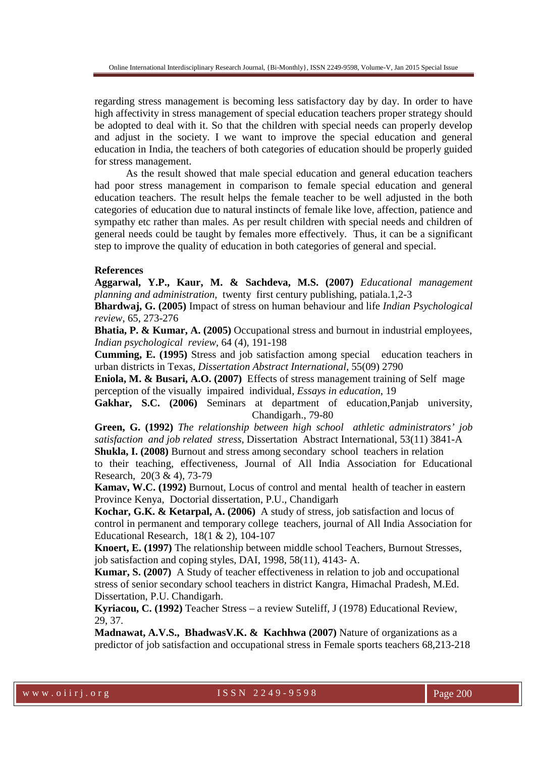regarding stress management is becoming less satisfactory day by day. In order to have high affectivity in stress management of special education teachers proper strategy should be adopted to deal with it. So that the children with special needs can properly develop and adjust in the society. I we want to improve the special education and general education in India, the teachers of both categories of education should be properly guided for stress management.

As the result showed that male special education and general education teachers had poor stress management in comparison to female special education and general education teachers. The result helps the female teacher to be well adjusted in the both categories of education due to natural instincts of female like love, affection, patience and sympathy etc rather than males. As per result children with special needs and children of general needs could be taught by females more effectively. Thus, it can be a significant step to improve the quality of education in both categories of general and special.

**References**

**Aggarwal, Y.P., Kaur, M. & Sachdeva, M.S. (2007)** *Educational management planning and administration,* twenty first century publishing, patiala.1,2-3

**Bhardwaj, G. (2005)** Impact of stress on human behaviour and life *Indian Psychological review*, 65, 273-276

**Bhatia, P. & Kumar, A. (2005)** Occupational stress and burnout in industrial employees, *Indian psychological review*, 64 (4), 191-198

**Cumming, E. (1995)** Stress and job satisfaction among special education teachers in urban districts in Texas, *Dissertation Abstract International*, 55(09) 2790

**Eniola, M. & Busari, A.O. (2007)** Effects of stress management training of Self mage perception of the visually impaired individual, *Essays in education*, 19

**Gakhar, S.C. (2006)** Seminars at department of education,Panjab university, Chandigarh., 79-80

**Green, G. (1992)** *The relationship between high school athletic administrators' job satisfaction and job related stress*, Dissertation Abstract International, 53(11) 3841-A

**Shukla, I. (2008)** Burnout and stress among secondary school teachers in relation to their teaching, effectiveness, Journal of All India Association for Educational Research, 20(3 & 4), 73-79

**Kamav, W.C. (1992)** Burnout, Locus of control and mental health of teacher in eastern Province Kenya, Doctorial dissertation, P.U., Chandigarh

**Kochar, G.K. & Ketarpal, A. (2006)** A study of stress, job satisfaction and locus of control in permanent and temporary college teachers, journal of All India Association for Educational Research, 18(1 & 2), 104-107

**Knoert, E. (1997)** The relationship between middle school Teachers, Burnout Stresses, job satisfaction and coping styles, DAI, 1998, 58(11), 4143- A.

**Kumar, S. (2007)** A Study of teacher effectiveness in relation to job and occupational stress of senior secondary school teachers in district Kangra, Himachal Pradesh, M.Ed. Dissertation, P.U. Chandigarh.

**Kyriacou, C. (1992)** Teacher Stress – a review Suteliff, J (1978) Educational Review, 29, 37.

**Madnawat, A.V.S., BhadwasV.K. & Kachhwa (2007)** Nature of organizations as a predictor of job satisfaction and occupational stress in Female sports teachers 68,213-218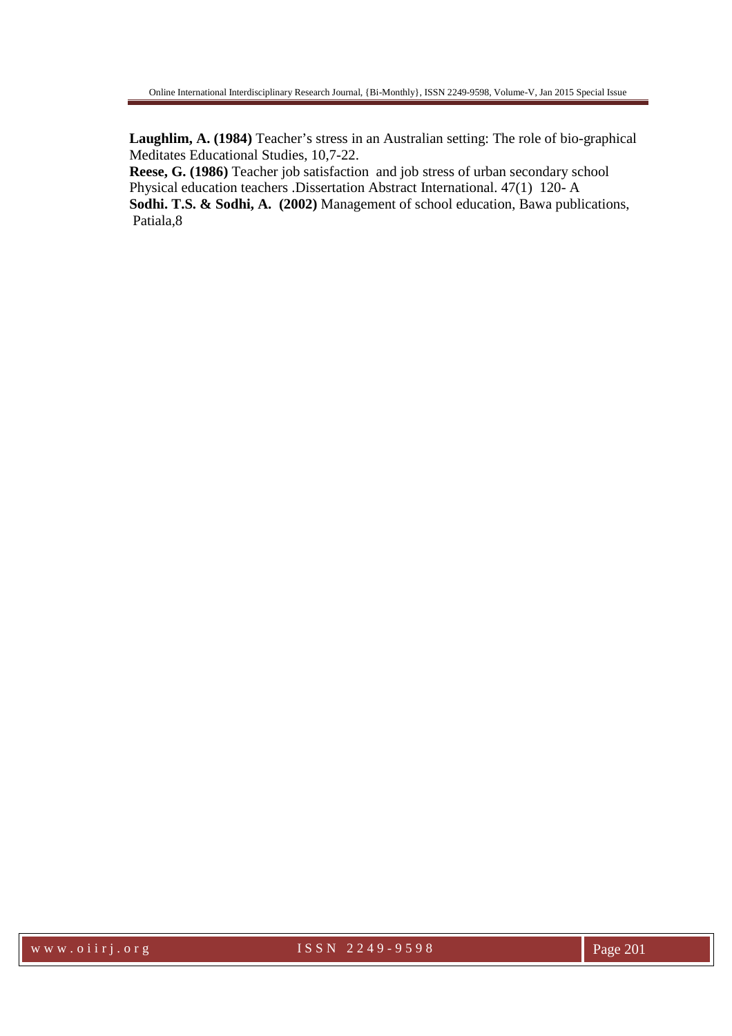**Laughlim, A. (1984)** Teacher's stress in an Australian setting: The role of bio-graphical Meditates Educational Studies, 10,7-22.

**Reese, G. (1986)** Teacher job satisfaction and job stress of urban secondary school Physical education teachers .Dissertation Abstract International. 47(1) 120- A

**Sodhi. T.S. & Sodhi, A. (2002)** Management of school education, Bawa publications, Patiala,8